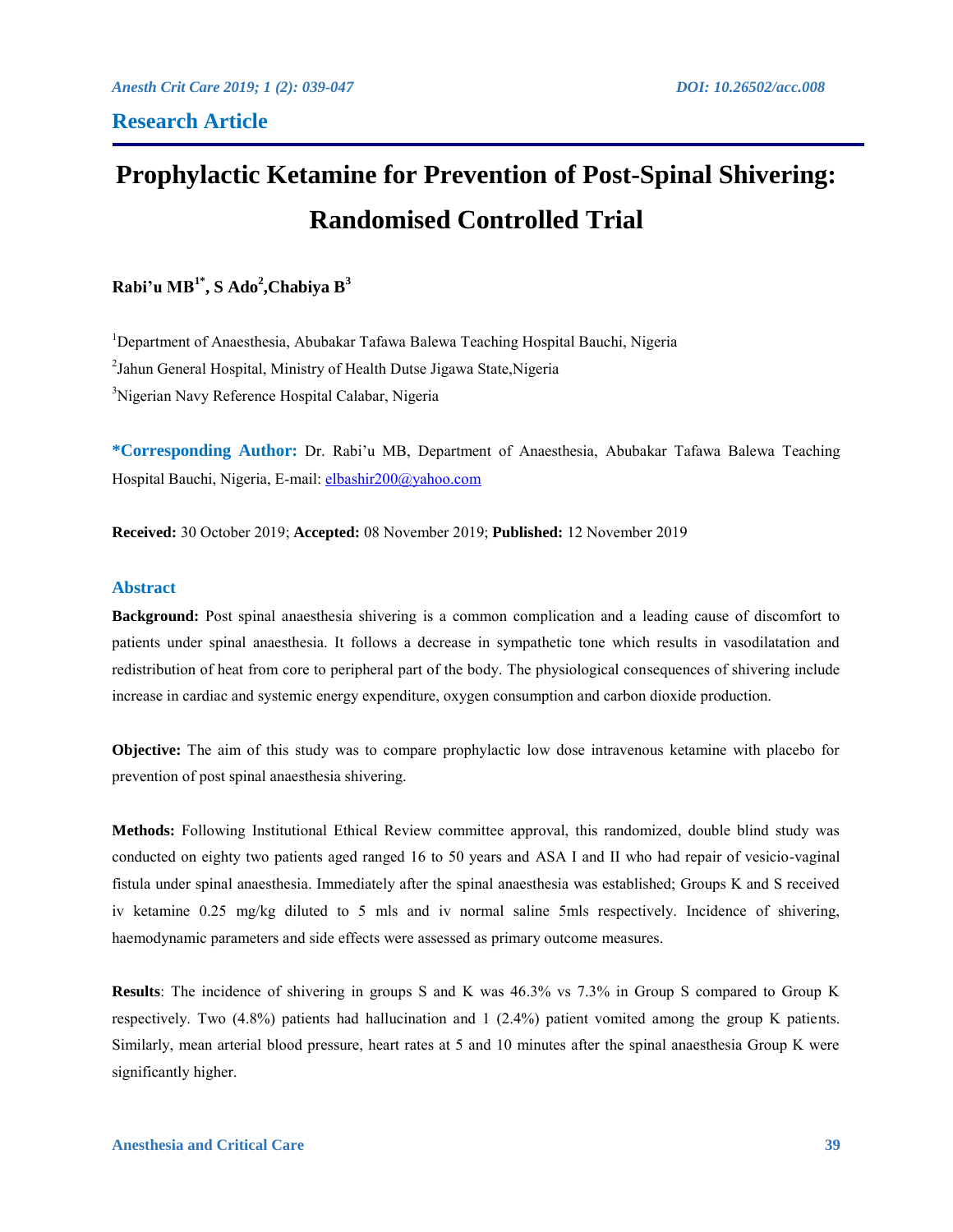## Research Article

# Prophylactic Ketamine for Prevention of Post-Spinal Shivering: Randomised Controlled Trial

**Rabi'u MB[1*], S Ado[2], Chabiya B[3]**

[1]Department of Anaesthesia, Abubakar Tafawa Balewa Teaching Hospital Bauchi, Nigeria

[2]Jahun General Hospital, Ministry of Health Dutse Jigawa State, Nigeria

[3]Nigerian Navy Reference Hospital Calabar, Nigeria

**\*Corresponding Author:** Dr. Rabi'u MB, Department of Anaesthesia, Abubakar Tafawa Balewa Teaching Hospital Bauchi, Nigeria, E-mail: elbashir200@yahoo.com

**Received:** 30 October 2019; **Accepted:** 08 November 2019; **Published:** 12 November 2019

## Abstract

**Background:** Post spinal anaesthesia shivering is a common complication and a leading cause of discomfort to patients under spinal anaesthesia. It follows a decrease in sympathetic tone which results in vasodilatation and redistribution of heat from core to peripheral part of the body. The physiological consequences of shivering include increase in cardiac and systemic energy expenditure, oxygen consumption and carbon dioxide production.

**Objective:** The aim of this study was to compare prophylactic low dose intravenous ketamine with placebo for prevention of post spinal anaesthesia shivering.

**Methods:** Following Institutional Ethical Review committee approval, this randomized, double blind study was conducted on eighty two patients aged ranged 16 to 50 years and ASA I and II who had repair of vesicio-vaginal fistula under spinal anaesthesia. Immediately after the spinal anaesthesia was established; Groups K and S received iv ketamine 0.25 mg/kg diluted to 5 mls and iv normal saline 5mls respectively. Incidence of shivering, haemodynamic parameters and side effects were assessed as primary outcome measures.

**Results**: The incidence of shivering in groups S and K was 46.3% vs 7.3% in Group S compared to Group K respectively. Two (4.8%) patients had hallucination and 1 (2.4%) patient vomited among the group K patients. Similarly, mean arterial blood pressure, heart rates at 5 and 10 minutes after the spinal anaesthesia Group K were significantly higher.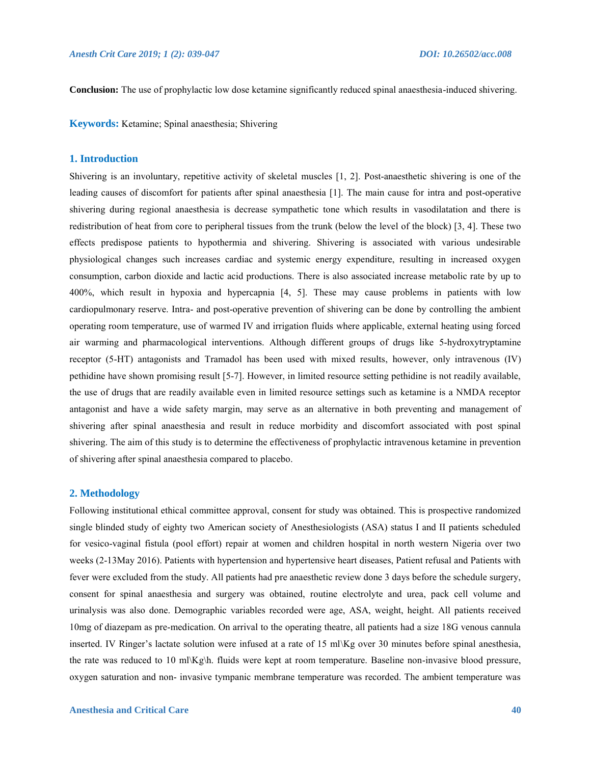**Conclusion:** The use of prophylactic low dose ketamine significantly reduced spinal anaesthesia-induced shivering.

**Keywords:** Ketamine; Spinal anaesthesia; Shivering

## 1. Introduction

Shivering is an involuntary, repetitive activity of skeletal muscles [1, 2]. Post-anaesthetic shivering is one of the leading causes of discomfort for patients after spinal anaesthesia [1]. The main cause for intra and post-operative shivering during regional anaesthesia is decrease sympathetic tone which results in vasodilatation and there is redistribution of heat from core to peripheral tissues from the trunk (below the level of the block) [3, 4]. These two effects predispose patients to hypothermia and shivering. Shivering is associated with various undesirable physiological changes such increases cardiac and systemic energy expenditure, resulting in increased oxygen consumption, carbon dioxide and lactic acid productions. There is also associated increase metabolic rate by up to 400%, which result in hypoxia and hypercapnia [4, 5]. These may cause problems in patients with low cardiopulmonary reserve. Intra- and post-operative prevention of shivering can be done by controlling the ambient operating room temperature, use of warmed IV and irrigation fluids where applicable, external heating using forced air warming and pharmacological interventions. Although different groups of drugs like 5-hydroxytryptamine receptor (5-HT) antagonists and Tramadol has been used with mixed results, however, only intravenous (IV) pethidine have shown promising result [5-7]. However, in limited resource setting pethidine is not readily available, the use of drugs that are readily available even in limited resource settings such as ketamine is a NMDA receptor antagonist and have a wide safety margin, may serve as an alternative in both preventing and management of shivering after spinal anaesthesia and result in reduce morbidity and discomfort associated with post spinal shivering. The aim of this study is to determine the effectiveness of prophylactic intravenous ketamine in prevention of shivering after spinal anaesthesia compared to placebo.

## 2. Methodology

Following institutional ethical committee approval, consent for study was obtained. This is prospective randomized single blinded study of eighty two American society of Anesthesiologists (ASA) status I and II patients scheduled for vesico-vaginal fistula (pool effort) repair at women and children hospital in north western Nigeria over two weeks (2-13May 2016). Patients with hypertension and hypertensive heart diseases, Patient refusal and Patients with fever were excluded from the study. All patients had pre anaesthetic review done 3 days before the schedule surgery, consent for spinal anaesthesia and surgery was obtained, routine electrolyte and urea, pack cell volume and urinalysis was also done. Demographic variables recorded were age, ASA, weight, height. All patients received 10mg of diazepam as pre-medication. On arrival to the operating theatre, all patients had a size 18G venous cannula inserted. IV Ringer's lactate solution were infused at a rate of 15 ml\Kg over 30 minutes before spinal anesthesia, the rate was reduced to 10 ml\Kg\h. fluids were kept at room temperature. Baseline non-invasive blood pressure, oxygen saturation and non- invasive tympanic membrane temperature was recorded. The ambient temperature was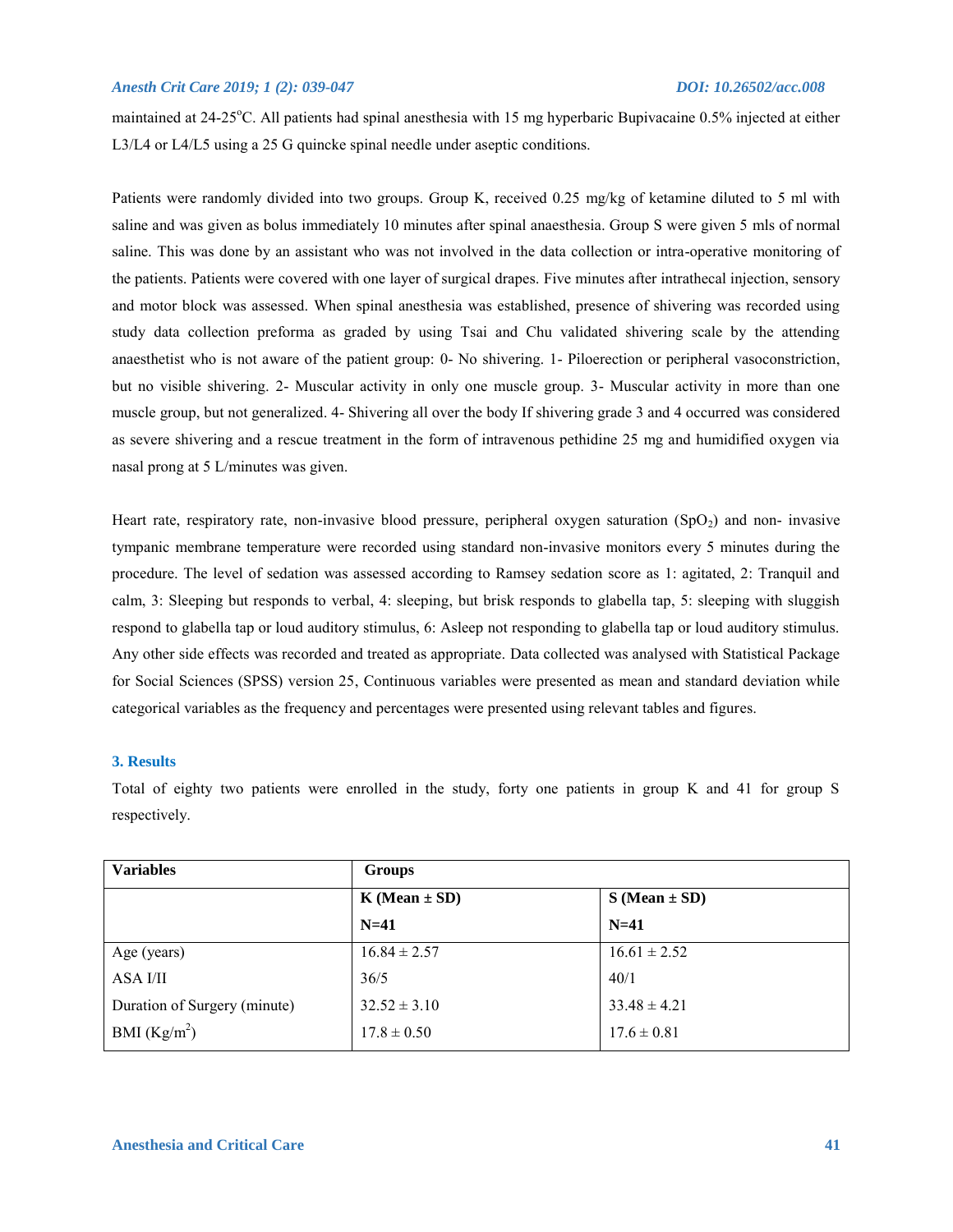maintained at 24-25°C. All patients had spinal anesthesia with 15 mg hyperbaric Bupivacaine 0.5% injected at either L3/L4 or L4/L5 using a 25 G quincke spinal needle under aseptic conditions.

Patients were randomly divided into two groups. Group K, received 0.25 mg/kg of ketamine diluted to 5 ml with saline and was given as bolus immediately 10 minutes after spinal anaesthesia. Group S were given 5 mls of normal saline. This was done by an assistant who was not involved in the data collection or intra-operative monitoring of the patients. Patients were covered with one layer of surgical drapes. Five minutes after intrathecal injection, sensory and motor block was assessed. When spinal anesthesia was established, presence of shivering was recorded using study data collection preforma as graded by using Tsai and Chu validated shivering scale by the attending anaesthetist who is not aware of the patient group: 0- No shivering. 1- Piloerection or peripheral vasoconstriction, but no visible shivering. 2- Muscular activity in only one muscle group. 3- Muscular activity in more than one muscle group, but not generalized. 4- Shivering all over the body If shivering grade 3 and 4 occurred was considered as severe shivering and a rescue treatment in the form of intravenous pethidine 25 mg and humidified oxygen via nasal prong at 5 L/minutes was given.

Heart rate, respiratory rate, non-invasive blood pressure, peripheral oxygen saturation ($SpO_2$) and non- invasive tympanic membrane temperature were recorded using standard non-invasive monitors every 5 minutes during the procedure. The level of sedation was assessed according to Ramsey sedation score as 1: agitated, 2: Tranquil and calm, 3: Sleeping but responds to verbal, 4: sleeping, but brisk responds to glabella tap, 5: sleeping with sluggish respond to glabella tap or loud auditory stimulus, 6: Asleep not responding to glabella tap or loud auditory stimulus. Any other side effects was recorded and treated as appropriate. Data collected was analysed with Statistical Package for Social Sciences (SPSS) version 25, Continuous variables were presented as mean and standard deviation while categorical variables as the frequency and percentages were presented using relevant tables and figures.

## 3. Results

Total of eighty two patients were enrolled in the study, forty one patients in group K and 41 for group S respectively.

| **Variables** | **Groups** | |
|---|---|---|
| | **K (Mean ± SD) N=41** | **S (Mean ± SD) N=41** |
| Age (years) | 16.84 ± 2.57 | 16.61 ± 2.52 |
| ASA I/II | 36/5 | 40/1 |
| Duration of Surgery (minute) | 32.52 ± 3.10 | 33.48 ± 4.21 |
| BMI ($Kg/m^2$) | 17.8 ± 0.50 | 17.6 ± 0.81 |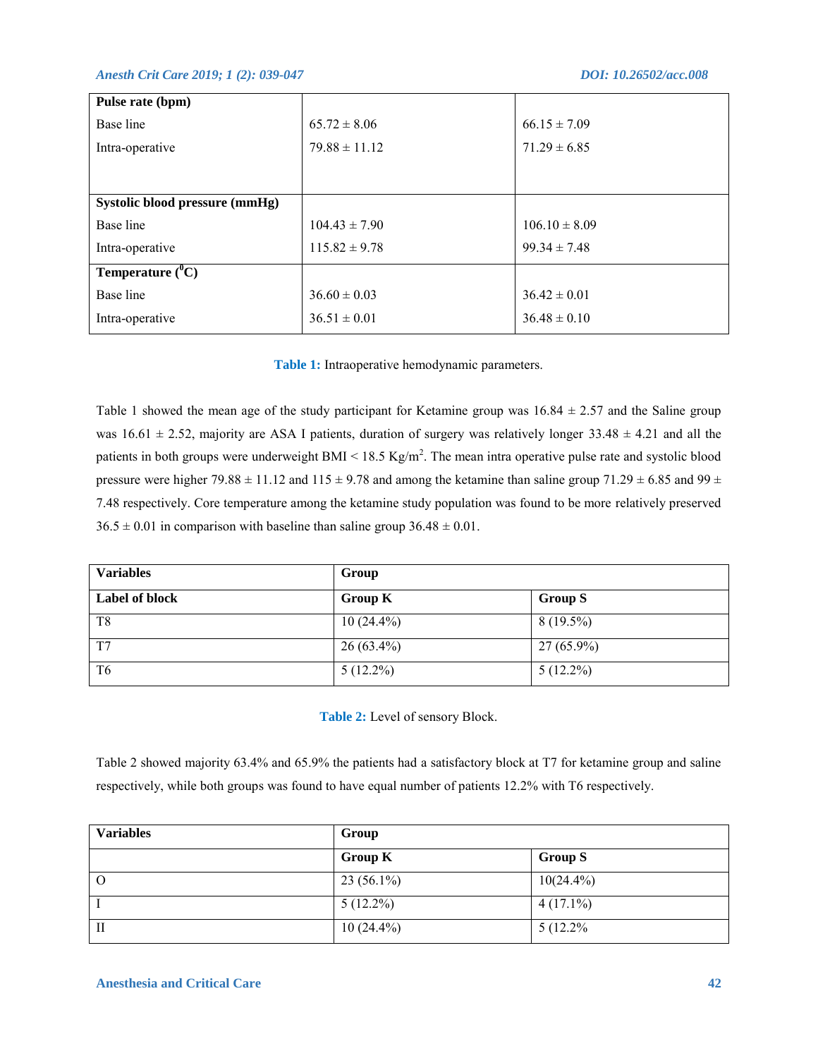| Pulse rate (bpm) | | |
|---|---|---|
| Base line | 65.72 ± 8.06 | 66.15 ± 7.09 |
| Intra-operative | 79.88 ± 11.12 | 71.29 ± 6.85 |
| **Systolic blood pressure (mmHg)** | | |
| Base line | 104.43 ± 7.90 | 106.10 ± 8.09 |
| Intra-operative | 115.82 ± 9.78 | 99.34 ± 7.48 |
| **Temperature ($^0$C)** | | |
| Base line | 36.60 ± 0.03 | 36.42 ± 0.01 |
| Intra-operative | 36.51 ± 0.01 | 36.48 ± 0.10 |

**Table 1:** Intraoperative hemodynamic parameters.

Table 1 showed the mean age of the study participant for Ketamine group was 16.84 ± 2.57 and the Saline group was 16.61 ± 2.52, majority are ASA I patients, duration of surgery was relatively longer 33.48 ± 4.21 and all the patients in both groups were underweight BMI < 18.5 Kg/m$^2$. The mean intra operative pulse rate and systolic blood pressure were higher 79.88 ± 11.12 and 115 ± 9.78 and among the ketamine than saline group 71.29 ± 6.85 and 99 ± 7.48 respectively. Core temperature among the ketamine study population was found to be more relatively preserved 36.5 ± 0.01 in comparison with baseline than saline group 36.48 ± 0.01.

| Variables | Group | |
|---|---|---|
| **Label of block** | **Group K** | **Group S** |
| T8 | 10 (24.4%) | 8 (19.5%) |
| T7 | 26 (63.4%) | 27 (65.9%) |
| T6 | 5 (12.2%) | 5 (12.2%) |

**Table 2:** Level of sensory Block.

Table 2 showed majority 63.4% and 65.9% the patients had a satisfactory block at T7 for ketamine group and saline respectively, while both groups was found to have equal number of patients 12.2% with T6 respectively.

| Variables | Group | |
|---|---|---|
| | **Group K** | **Group S** |
| O | 23 (56.1%) | 10(24.4%) |
| I | 5 (12.2%) | 4 (17.1%) |
| II | 10 (24.4%) | 5 (12.2% |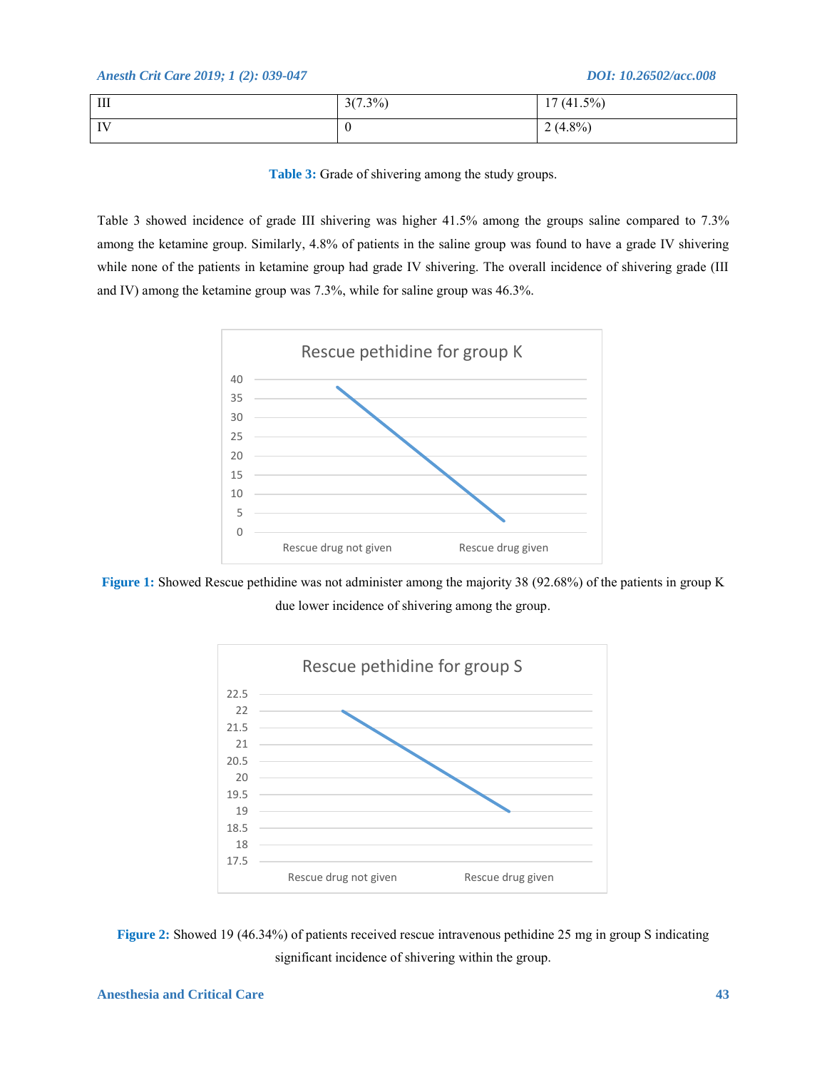| III | 3(7.3%) | 17 (41.5%) |
|---|---|---|
| IV | 0 | 2 (4.8%) |

**Table 3:** Grade of shivering among the study groups.

Table 3 showed incidence of grade III shivering was higher 41.5% among the groups saline compared to 7.3% among the ketamine group. Similarly, 4.8% of patients in the saline group was found to have a grade IV shivering while none of the patients in ketamine group had grade IV shivering. The overall incidence of shivering grade (III and IV) among the ketamine group was 7.3%, while for saline group was 46.3%.

**Figure 1:** Showed Rescue pethidine was not administer among the majority 38 (92.68%) of the patients in group K due lower incidence of shivering among the group.

**Figure 2:** Showed 19 (46.34%) of patients received rescue intravenous pethidine 25 mg in group S indicating significant incidence of shivering within the group.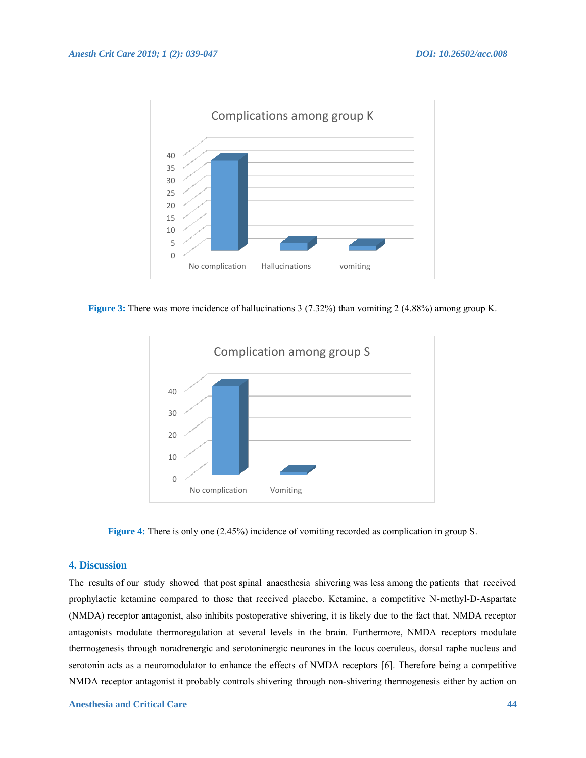Figure 3: There was more incidence of hallucinations 3 (7.32%) than vomiting 2 (4.88%) among group K.

Figure 4: There is only one (2.45%) incidence of vomiting recorded as complication in group S.

## 4. Discussion

The results of our study showed that post spinal anaesthesia shivering was less among the patients that received prophylactic ketamine compared to those that received placebo. Ketamine, a competitive N-methyl-D-Aspartate (NMDA) receptor antagonist, also inhibits postoperative shivering, it is likely due to the fact that, NMDA receptor antagonists modulate thermoregulation at several levels in the brain. Furthermore, NMDA receptors modulate thermogenesis through noradrenergic and serotoninergic neurones in the locus coeruleus, dorsal raphe nucleus and serotonin acts as a neuromodulator to enhance the effects of NMDA receptors [6]. Therefore being a competitive NMDA receptor antagonist it probably controls shivering through non-shivering thermogenesis either by action on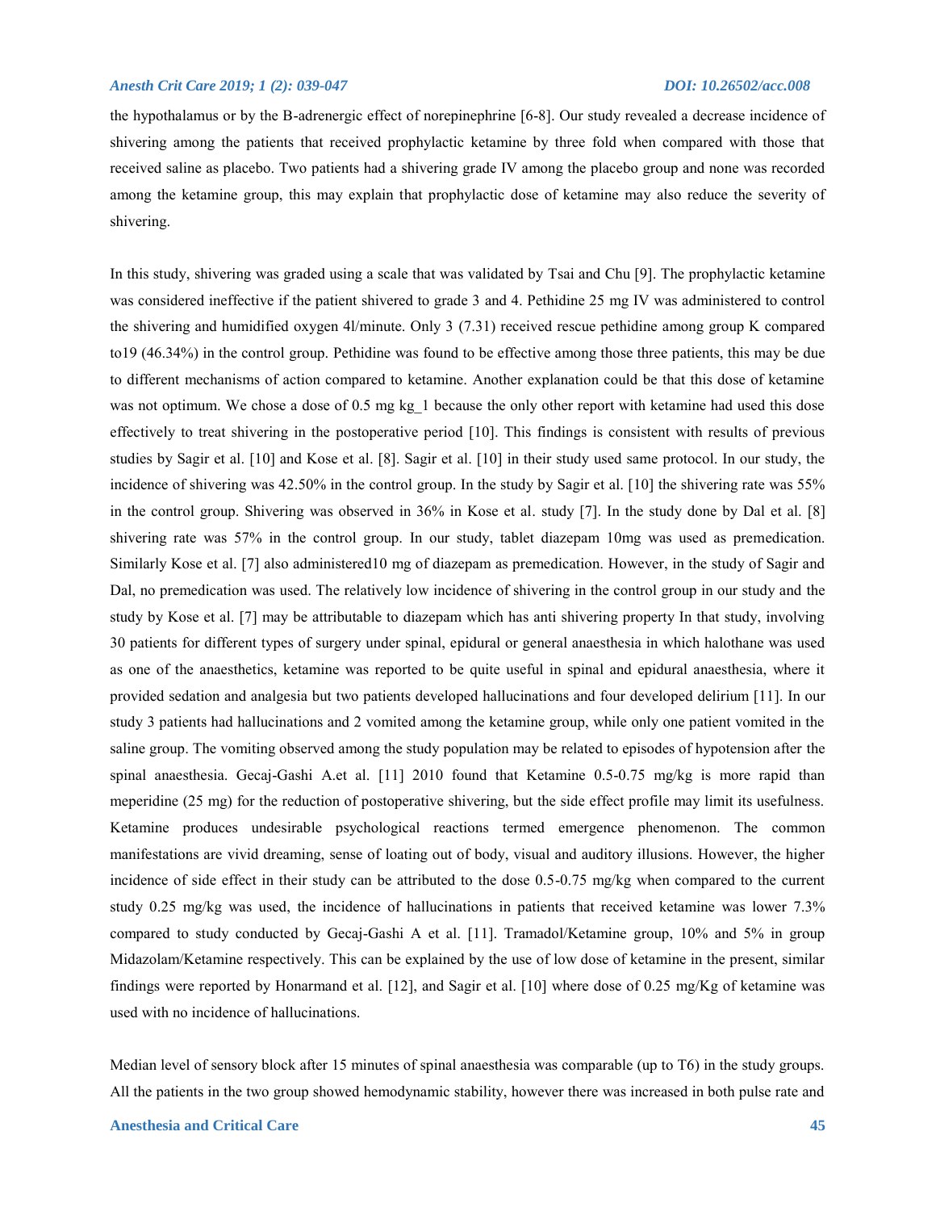the hypothalamus or by the B-adrenergic effect of norepinephrine [6-8]. Our study revealed a decrease incidence of shivering among the patients that received prophylactic ketamine by three fold when compared with those that received saline as placebo. Two patients had a shivering grade IV among the placebo group and none was recorded among the ketamine group, this may explain that prophylactic dose of ketamine may also reduce the severity of shivering.

In this study, shivering was graded using a scale that was validated by Tsai and Chu [9]. The prophylactic ketamine was considered ineffective if the patient shivered to grade 3 and 4. Pethidine 25 mg IV was administered to control the shivering and humidified oxygen 4l/minute. Only 3 (7.31) received rescue pethidine among group K compared to19 (46.34%) in the control group. Pethidine was found to be effective among those three patients, this may be due to different mechanisms of action compared to ketamine. Another explanation could be that this dose of ketamine was not optimum. We chose a dose of 0.5 mg kg_1 because the only other report with ketamine had used this dose effectively to treat shivering in the postoperative period [10]. This findings is consistent with results of previous studies by Sagir et al. [10] and Kose et al. [8]. Sagir et al. [10] in their study used same protocol. In our study, the incidence of shivering was 42.50% in the control group. In the study by Sagir et al. [10] the shivering rate was 55% in the control group. Shivering was observed in 36% in Kose et al. study [7]. In the study done by Dal et al. [8] shivering rate was 57% in the control group. In our study, tablet diazepam 10mg was used as premedication. Similarly Kose et al. [7] also administered10 mg of diazepam as premedication. However, in the study of Sagir and Dal, no premedication was used. The relatively low incidence of shivering in the control group in our study and the study by Kose et al. [7] may be attributable to diazepam which has anti shivering property In that study, involving 30 patients for different types of surgery under spinal, epidural or general anaesthesia in which halothane was used as one of the anaesthetics, ketamine was reported to be quite useful in spinal and epidural anaesthesia, where it provided sedation and analgesia but two patients developed hallucinations and four developed delirium [11]. In our study 3 patients had hallucinations and 2 vomited among the ketamine group, while only one patient vomited in the saline group. The vomiting observed among the study population may be related to episodes of hypotension after the spinal anaesthesia. Gecaj-Gashi A.et al. [11] 2010 found that Ketamine 0.5-0.75 mg/kg is more rapid than meperidine (25 mg) for the reduction of postoperative shivering, but the side effect profile may limit its usefulness. Ketamine produces undesirable psychological reactions termed emergence phenomenon. The common manifestations are vivid dreaming, sense of loating out of body, visual and auditory illusions. However, the higher incidence of side effect in their study can be attributed to the dose 0.5-0.75 mg/kg when compared to the current study 0.25 mg/kg was used, the incidence of hallucinations in patients that received ketamine was lower 7.3% compared to study conducted by Gecaj-Gashi A et al. [11]. Tramadol/Ketamine group, 10% and 5% in group Midazolam/Ketamine respectively. This can be explained by the use of low dose of ketamine in the present, similar findings were reported by Honarmand et al. [12], and Sagir et al. [10] where dose of 0.25 mg/Kg of ketamine was used with no incidence of hallucinations.

Median level of sensory block after 15 minutes of spinal anaesthesia was comparable (up to T6) in the study groups. All the patients in the two group showed hemodynamic stability, however there was increased in both pulse rate and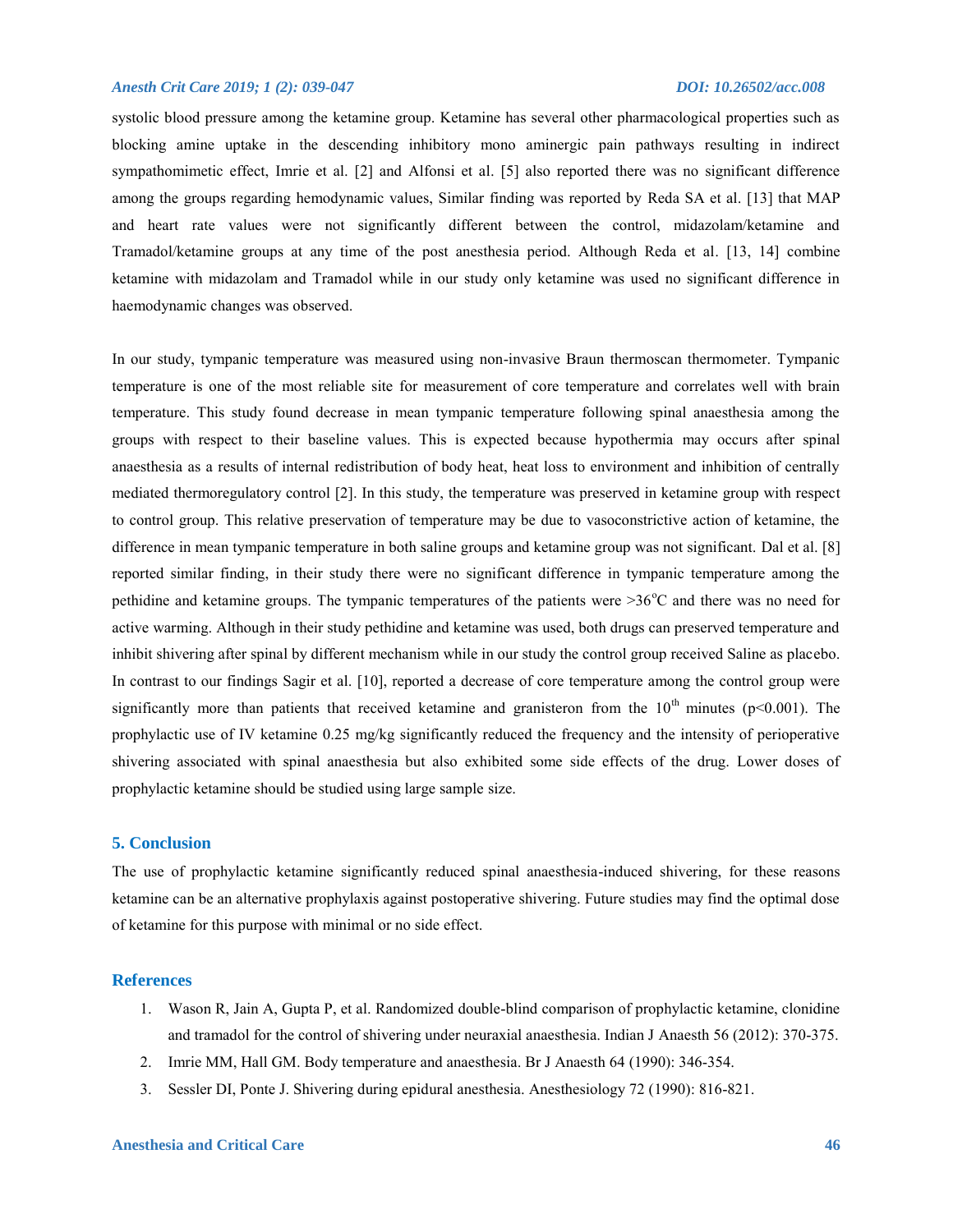systolic blood pressure among the ketamine group. Ketamine has several other pharmacological properties such as blocking amine uptake in the descending inhibitory mono aminergic pain pathways resulting in indirect sympathomimetic effect, Imrie et al. [2] and Alfonsi et al. [5] also reported there was no significant difference among the groups regarding hemodynamic values, Similar finding was reported by Reda SA et al. [13] that MAP and heart rate values were not significantly different between the control, midazolam/ketamine and Tramadol/ketamine groups at any time of the post anesthesia period. Although Reda et al. [13, 14] combine ketamine with midazolam and Tramadol while in our study only ketamine was used no significant difference in haemodynamic changes was observed.

In our study, tympanic temperature was measured using non-invasive Braun thermoscan thermometer. Tympanic temperature is one of the most reliable site for measurement of core temperature and correlates well with brain temperature. This study found decrease in mean tympanic temperature following spinal anaesthesia among the groups with respect to their baseline values. This is expected because hypothermia may occurs after spinal anaesthesia as a results of internal redistribution of body heat, heat loss to environment and inhibition of centrally mediated thermoregulatory control [2]. In this study, the temperature was preserved in ketamine group with respect to control group. This relative preservation of temperature may be due to vasoconstrictive action of ketamine, the difference in mean tympanic temperature in both saline groups and ketamine group was not significant. Dal et al. [8] reported similar finding, in their study there were no significant difference in tympanic temperature among the pethidine and ketamine groups. The tympanic temperatures of the patients were >36°C and there was no need for active warming. Although in their study pethidine and ketamine was used, both drugs can preserved temperature and inhibit shivering after spinal by different mechanism while in our study the control group received Saline as placebo. In contrast to our findings Sagir et al. [10], reported a decrease of core temperature among the control group were significantly more than patients that received ketamine and granisteron from the 10$^{th}$ minutes ($p<0.001$). The prophylactic use of IV ketamine 0.25 mg/kg significantly reduced the frequency and the intensity of perioperative shivering associated with spinal anaesthesia but also exhibited some side effects of the drug. Lower doses of prophylactic ketamine should be studied using large sample size.

## 5. Conclusion

The use of prophylactic ketamine significantly reduced spinal anaesthesia-induced shivering, for these reasons ketamine can be an alternative prophylaxis against postoperative shivering. Future studies may find the optimal dose of ketamine for this purpose with minimal or no side effect.

## References

1. Wason R, Jain A, Gupta P, et al. Randomized double-blind comparison of prophylactic ketamine, clonidine and tramadol for the control of shivering under neuraxial anaesthesia. Indian J Anaesth 56 (2012): 370-375.
2. Imrie MM, Hall GM. Body temperature and anaesthesia. Br J Anaesth 64 (1990): 346-354.
3. Sessler DI, Ponte J. Shivering during epidural anesthesia. Anesthesiology 72 (1990): 816-821.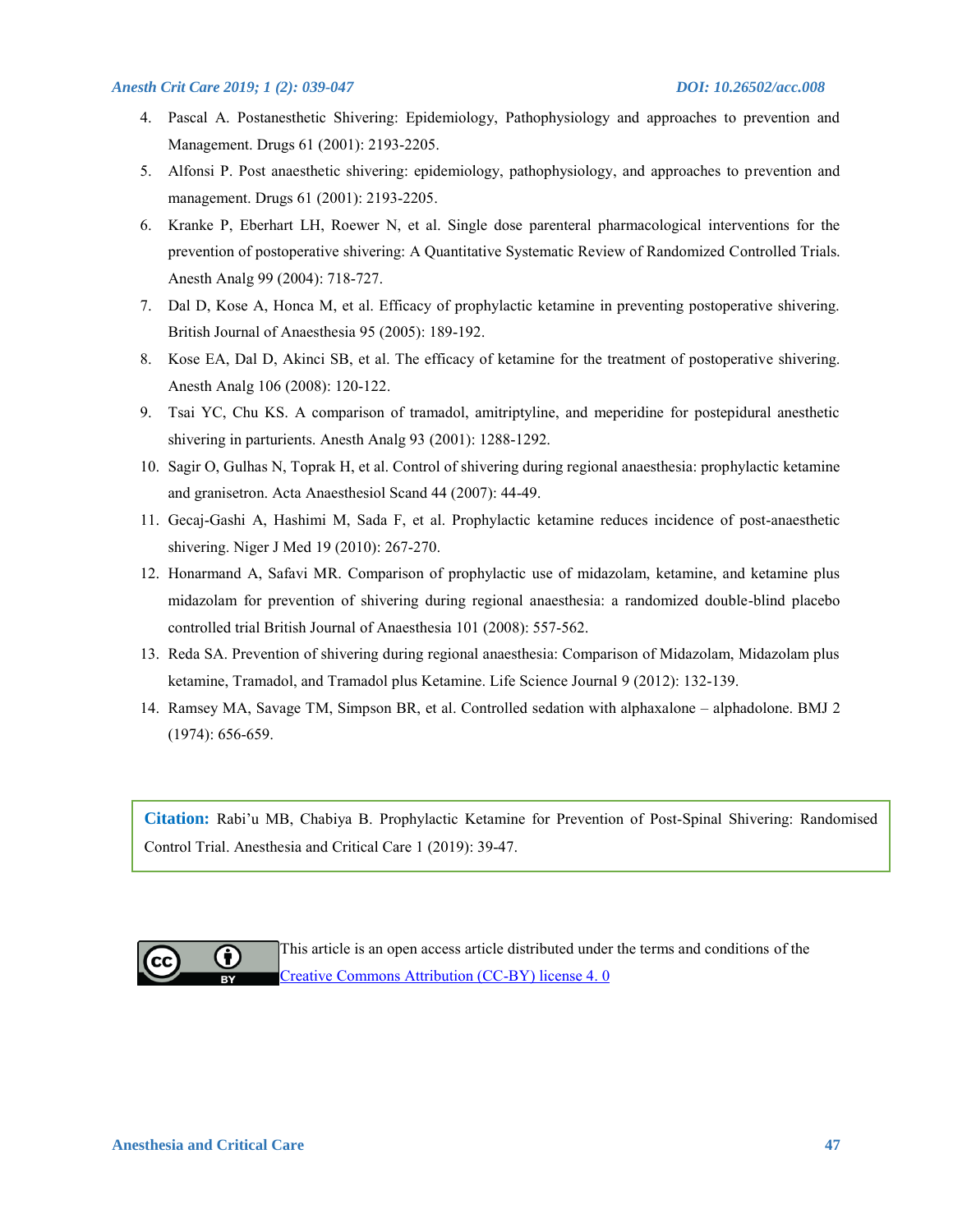4. Pascal A. Postanesthetic Shivering: Epidemiology, Pathophysiology and approaches to prevention and Management. Drugs 61 (2001): 2193-2205.
5. Alfonsi P. Post anaesthetic shivering: epidemiology, pathophysiology, and approaches to prevention and management. Drugs 61 (2001): 2193-2205.
6. Kranke P, Eberhart LH, Roewer N, et al. Single dose parenteral pharmacological interventions for the prevention of postoperative shivering: A Quantitative Systematic Review of Randomized Controlled Trials. Anesth Analg 99 (2004): 718-727.
7. Dal D, Kose A, Honca M, et al. Efficacy of prophylactic ketamine in preventing postoperative shivering. British Journal of Anaesthesia 95 (2005): 189-192.
8. Kose EA, Dal D, Akinci SB, et al. The efficacy of ketamine for the treatment of postoperative shivering. Anesth Analg 106 (2008): 120-122.
9. Tsai YC, Chu KS. A comparison of tramadol, amitriptyline, and meperidine for postepidural anesthetic shivering in parturients. Anesth Analg 93 (2001): 1288-1292.
10. Sagir O, Gulhas N, Toprak H, et al. Control of shivering during regional anaesthesia: prophylactic ketamine and granisetron. Acta Anaesthesiol Scand 44 (2007): 44-49.
11. Gecaj-Gashi A, Hashimi M, Sada F, et al. Prophylactic ketamine reduces incidence of post-anaesthetic shivering. Niger J Med 19 (2010): 267-270.
12. Honarmand A, Safavi MR. Comparison of prophylactic use of midazolam, ketamine, and ketamine plus midazolam for prevention of shivering during regional anaesthesia: a randomized double-blind placebo controlled trial British Journal of Anaesthesia 101 (2008): 557-562.
13. Reda SA. Prevention of shivering during regional anaesthesia: Comparison of Midazolam, Midazolam plus ketamine, Tramadol, and Tramadol plus Ketamine. Life Science Journal 9 (2012): 132-139.
14. Ramsey MA, Savage TM, Simpson BR, et al. Controlled sedation with alphaxalone – alphadolone. BMJ 2 (1974): 656-659.

**Citation:** Rabi'u MB, Chabiya B. Prophylactic Ketamine for Prevention of Post-Spinal Shivering: Randomised Control Trial. Anesthesia and Critical Care 1 (2019): 39-47.

This article is an open access article distributed under the terms and conditions of the Creative Commons Attribution (CC-BY) license 4. 0